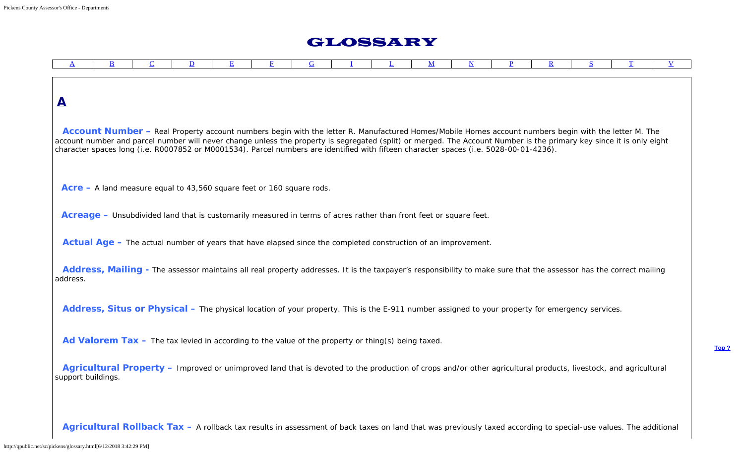# GLOSSARY

| A | B | C | D | E | F | G | I | L | M | N | P | R | S | T | V |
|---|---|---|---|---|---|---|---|---|---|---|---|---|---|---|---|

## A

**Account Number –** Real Property account numbers begin with the letter R. Manufactured Homes/Mobile Homes account numbers begin with the letter M. The account number and parcel number will never change unless the property is segregated (split) or merged. The Account Number is the primary key since it is only eight character spaces long (i.e. R0007852 or M0001534). Parcel numbers are identified with fifteen character spaces (i.e. 5028-00-01-4236).

**Acre –** A land measure equal to 43,560 square feet or 160 square rods.

**Acreage –** Unsubdivided land that is customarily measured in terms of acres rather than front feet or square feet.

**Actual Age –** The actual number of years that have elapsed since the completed construction of an improvement.

**Address, Mailing -** The assessor maintains all real property addresses. It is the taxpayer's responsibility to make sure that the assessor has the correct mailing address.

**Address, Situs or Physical –** The physical location of your property. This is the E-911 number assigned to your property for emergency services.

**Ad Valorem Tax –** The tax levied in according to the value of the property or thing(s) being taxed.

Top ?

**Agricultural Property –** Improved or unimproved land that is devoted to the production of crops and/or other agricultural products, livestock, and agricultural support buildings.

**Agricultural Rollback Tax –** A rollback tax results in assessment of back taxes on land that was previously taxed according to special-use values. The additional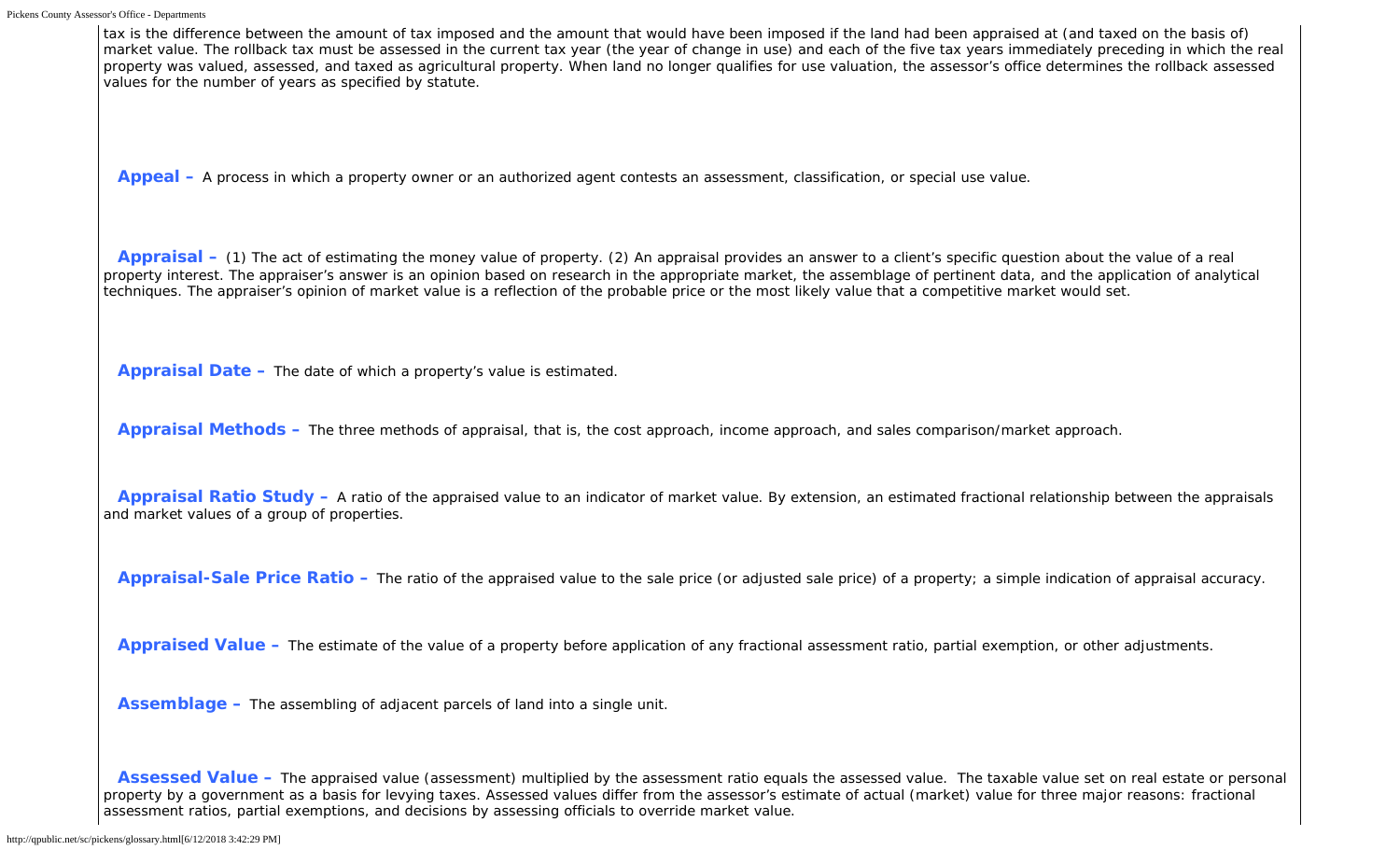tax is the difference between the amount of tax imposed and the amount that would have been imposed if the land had been appraised at (and taxed on the basis of) market value. The rollback tax must be assessed in the current tax year (the year of change in use) and each of the five tax years immediately preceding in which the real property was valued, assessed, and taxed as agricultural property. When land no longer qualifies for use valuation, the assessor's office determines the rollback assessed values for the number of years as specified by statute.

**Appeal –** A process in which a property owner or an authorized agent contests an assessment, classification, or special use value.

**Appraisal –** (1) The act of estimating the money value of property. (2) An appraisal provides an answer to a client's specific question about the value of a real property interest. The appraiser's answer is an opinion based on research in the appropriate market, the assemblage of pertinent data, and the application of analytical techniques. The appraiser's opinion of market value is a reflection of the probable price or the most likely value that a competitive market would set.

**Appraisal Date –** The date of which a property's value is estimated.

**Appraisal Methods –** The three methods of appraisal, that is, the cost approach, income approach, and sales comparison/market approach.

**Appraisal Ratio Study –** A ratio of the appraised value to an indicator of market value. By extension, an estimated fractional relationship between the appraisals and market values of a group of properties.

**Appraisal-Sale Price Ratio –** The ratio of the appraised value to the sale price (or adjusted sale price) of a property; a simple indication of appraisal accuracy.

**Appraised Value –** The estimate of the value of a property before application of any fractional assessment ratio, partial exemption, or other adjustments.

**Assemblage –** The assembling of adjacent parcels of land into a single unit.

**Assessed Value –** The appraised value (assessment) multiplied by the assessment ratio equals the assessed value. The taxable value set on real estate or personal property by a government as a basis for levying taxes. Assessed values differ from the assessor's estimate of actual (market) value for three major reasons: fractional assessment ratios, partial exemptions, and decisions by assessing officials to override market value.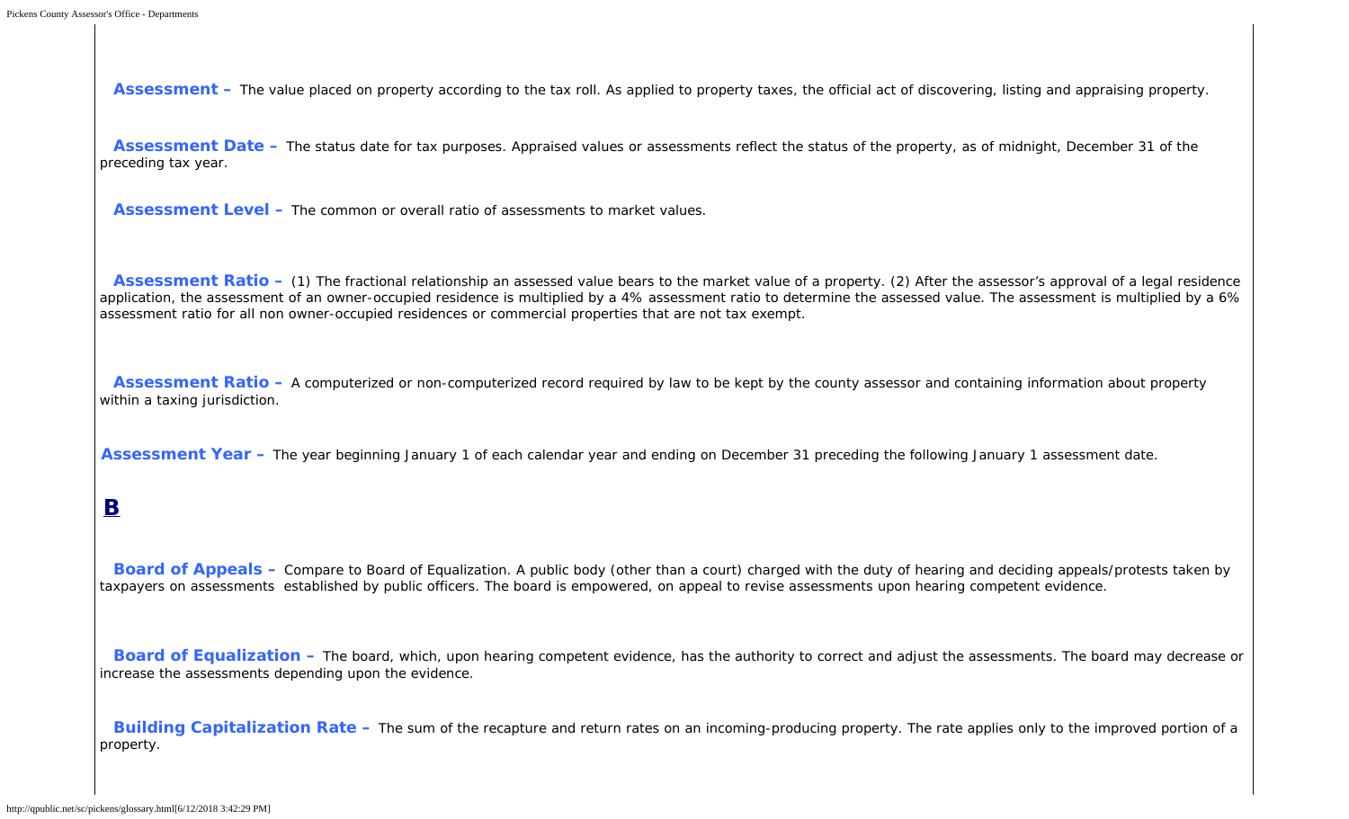**Assessment –** The value placed on property according to the tax roll. As applied to property taxes, the official act of discovering, listing and appraising property.

**Assessment Date –** The status date for tax purposes. Appraised values or assessments reflect the status of the property, as of midnight, December 31 of the preceding tax year.

**Assessment Level –** The common or overall ratio of assessments to market values.

**Assessment Ratio –** (1) The fractional relationship an assessed value bears to the market value of a property. (2) After the assessor's approval of a legal residence application, the assessment of an owner-occupied residence is multiplied by a 4% assessment ratio to determine the assessed value. The assessment is multiplied by a 6% assessment ratio for all non owner-occupied residences or commercial properties that are not tax exempt.

**Assessment Ratio –** A computerized or non-computerized record required by law to be kept by the county assessor and containing information about property within a taxing jurisdiction.

**Assessment Year –** The year beginning January 1 of each calendar year and ending on December 31 preceding the following January 1 assessment date.

## B

**Board of Appeals –** Compare to Board of Equalization. A public body (other than a court) charged with the duty of hearing and deciding appeals/protests taken by taxpayers on assessments established by public officers. The board is empowered, on appeal to revise assessments upon hearing competent evidence.

**Board of Equalization –** The board, which, upon hearing competent evidence, has the authority to correct and adjust the assessments. The board may decrease or increase the assessments depending upon the evidence.

**Building Capitalization Rate –** The sum of the recapture and return rates on an incoming-producing property. The rate applies only to the improved portion of a property.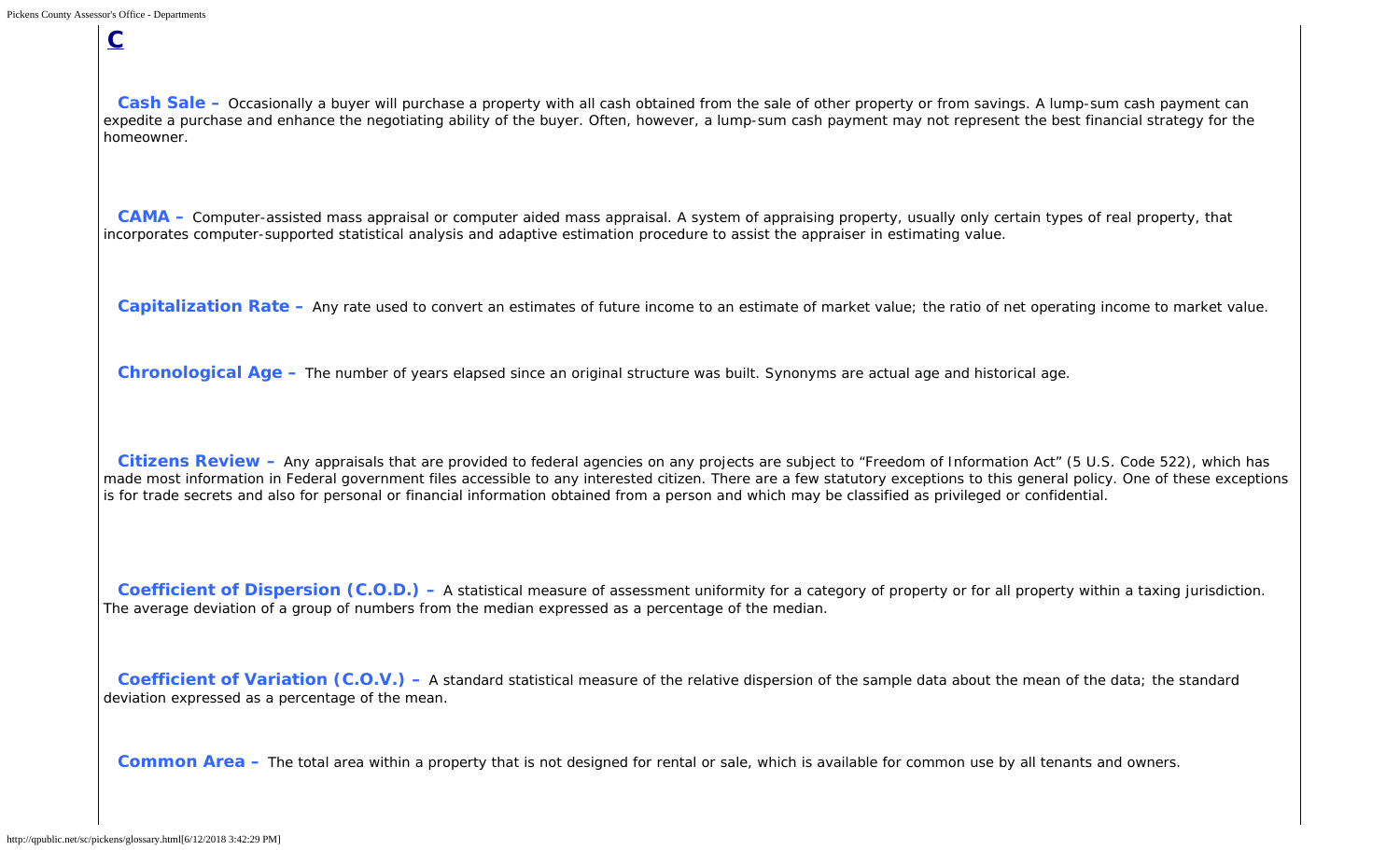## C

**Cash Sale –** Occasionally a buyer will purchase a property with all cash obtained from the sale of other property or from savings. A lump-sum cash payment can expedite a purchase and enhance the negotiating ability of the buyer. Often, however, a lump-sum cash payment may not represent the best financial strategy for the homeowner.

**CAMA –** Computer-assisted mass appraisal or computer aided mass appraisal. A system of appraising property, usually only certain types of real property, that incorporates computer-supported statistical analysis and adaptive estimation procedure to assist the appraiser in estimating value.

**Capitalization Rate –** Any rate used to convert an estimates of future income to an estimate of market value; the ratio of net operating income to market value.

**Chronological Age –** The number of years elapsed since an original structure was built. Synonyms are actual age and historical age.

**Citizens Review –** Any appraisals that are provided to federal agencies on any projects are subject to "Freedom of Information Act" (5 U.S. Code 522), which has made most information in Federal government files accessible to any interested citizen. There are a few statutory exceptions to this general policy. One of these exceptions is for trade secrets and also for personal or financial information obtained from a person and which may be classified as privileged or confidential.

**Coefficient of Dispersion (C.O.D.) –** A statistical measure of assessment uniformity for a category of property or for all property within a taxing jurisdiction. The average deviation of a group of numbers from the median expressed as a percentage of the median.

**Coefficient of Variation (C.O.V.) –** A standard statistical measure of the relative dispersion of the sample data about the mean of the data; the standard deviation expressed as a percentage of the mean.

**Common Area –** The total area within a property that is not designed for rental or sale, which is available for common use by all tenants and owners.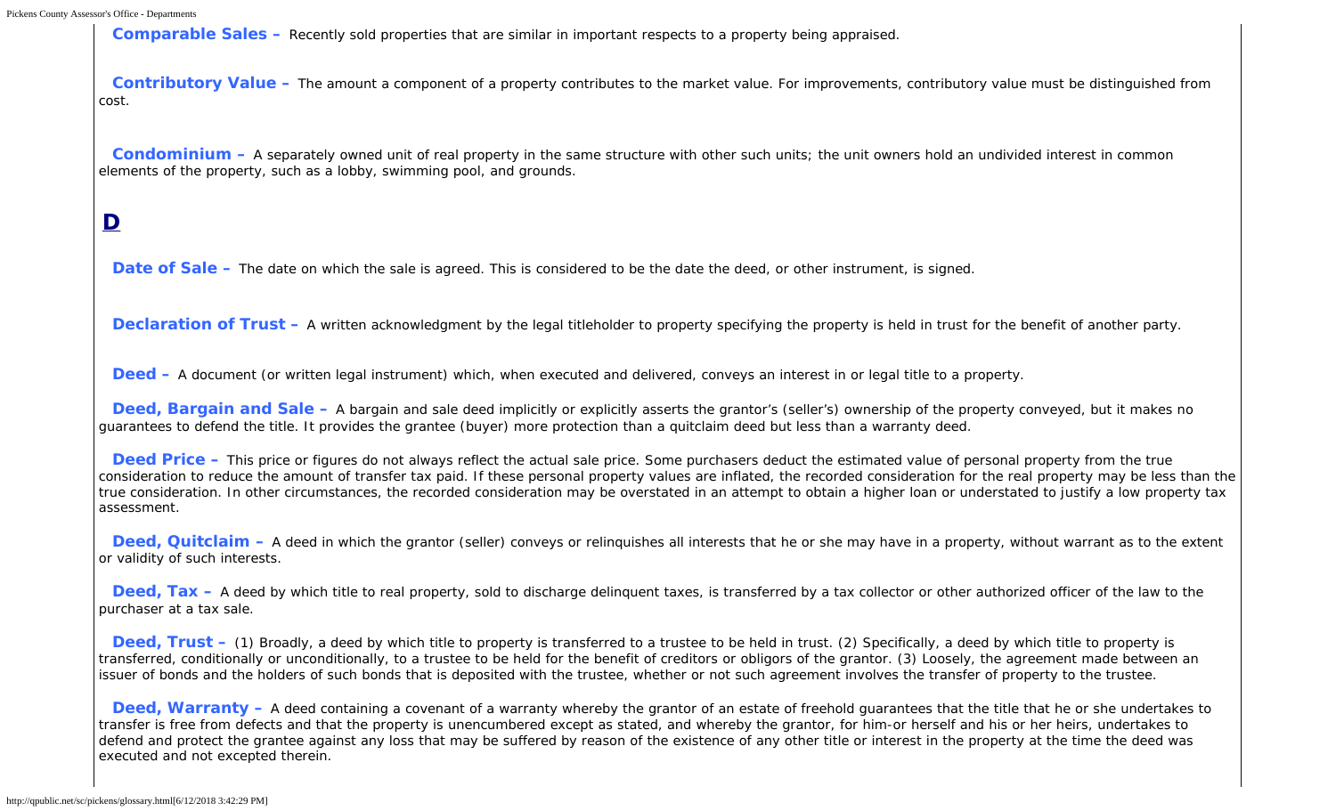**Comparable Sales –** Recently sold properties that are similar in important respects to a property being appraised.

**Contributory Value –** The amount a component of a property contributes to the market value. For improvements, contributory value must be distinguished from cost.

**Condominium –** A separately owned unit of real property in the same structure with other such units; the unit owners hold an undivided interest in common elements of the property, such as a lobby, swimming pool, and grounds.

## D

**Date of Sale –** The date on which the sale is agreed. This is considered to be the date the deed, or other instrument, is signed.

**Declaration of Trust –** A written acknowledgment by the legal titleholder to property specifying the property is held in trust for the benefit of another party.

**Deed –** A document (or written legal instrument) which, when executed and delivered, conveys an interest in or legal title to a property.

**Deed, Bargain and Sale –** A bargain and sale deed implicitly or explicitly asserts the grantor's (seller's) ownership of the property conveyed, but it makes no guarantees to defend the title. It provides the grantee (buyer) more protection than a quitclaim deed but less than a warranty deed.

**Deed Price –** This price or figures do not always reflect the actual sale price. Some purchasers deduct the estimated value of personal property from the true consideration to reduce the amount of transfer tax paid. If these personal property values are inflated, the recorded consideration for the real property may be less than the true consideration. In other circumstances, the recorded consideration may be overstated in an attempt to obtain a higher loan or understated to justify a low property tax assessment.

**Deed, Quitclaim –** A deed in which the grantor (seller) conveys or relinquishes all interests that he or she may have in a property, without warrant as to the extent or validity of such interests.

**Deed, Tax –** A deed by which title to real property, sold to discharge delinquent taxes, is transferred by a tax collector or other authorized officer of the law to the purchaser at a tax sale.

**Deed, Trust –** (1) Broadly, a deed by which title to property is transferred to a trustee to be held in trust. (2) Specifically, a deed by which title to property is transferred, conditionally or unconditionally, to a trustee to be held for the benefit of creditors or obligors of the grantor. (3) Loosely, the agreement made between an issuer of bonds and the holders of such bonds that is deposited with the trustee, whether or not such agreement involves the transfer of property to the trustee.

**Deed, Warranty –** A deed containing a covenant of a warranty whereby the grantor of an estate of freehold guarantees that the title that he or she undertakes to transfer is free from defects and that the property is unencumbered except as stated, and whereby the grantor, for him-or herself and his or her heirs, undertakes to defend and protect the grantee against any loss that may be suffered by reason of the existence of any other title or interest in the property at the time the deed was executed and not excepted therein.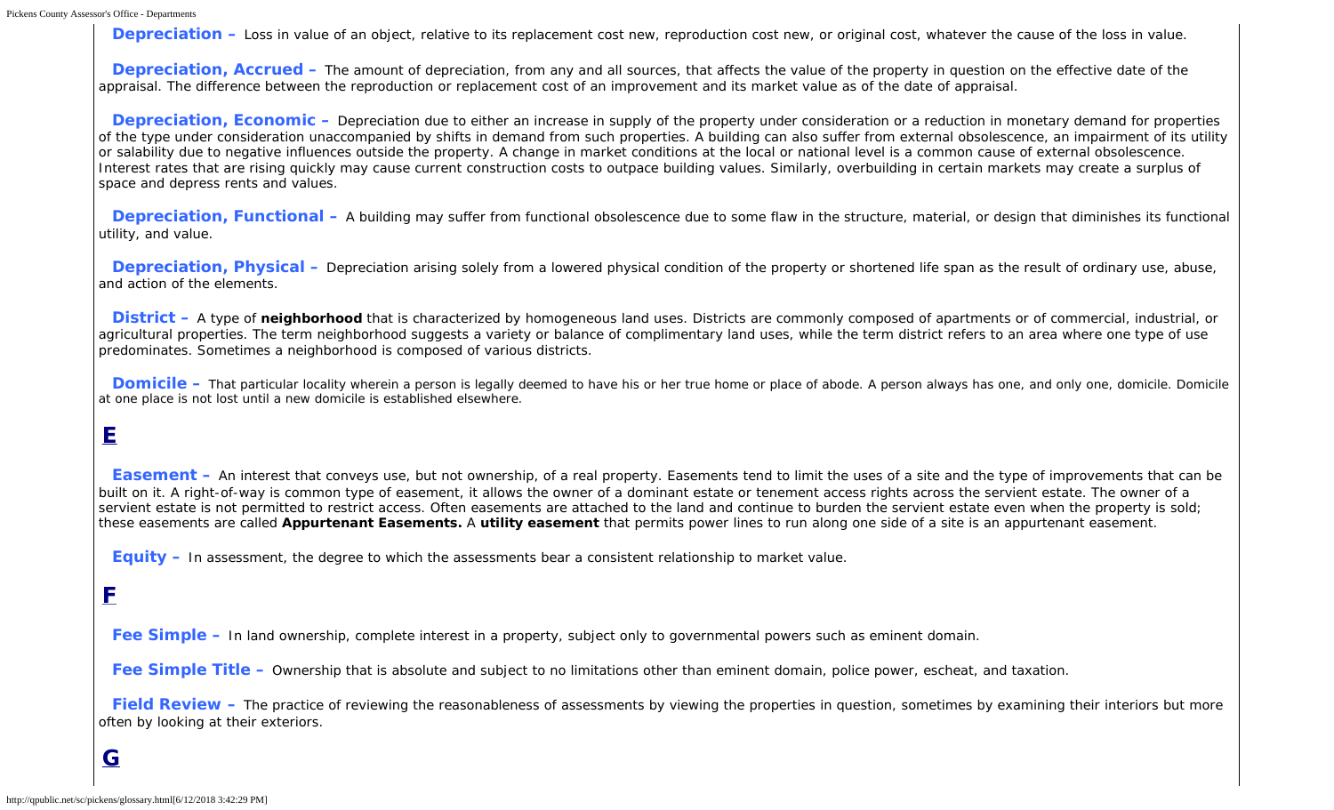**Depreciation –** Loss in value of an object, relative to its replacement cost new, reproduction cost new, or original cost, whatever the cause of the loss in value.

**Depreciation, Accrued –** The amount of depreciation, from any and all sources, that affects the value of the property in question on the effective date of the appraisal. The difference between the reproduction or replacement cost of an improvement and its market value as of the date of appraisal.

**Depreciation, Economic –** Depreciation due to either an increase in supply of the property under consideration or a reduction in monetary demand for properties of the type under consideration unaccompanied by shifts in demand from such properties. A building can also suffer from external obsolescence, an impairment of its utility or salability due to negative influences outside the property. A change in market conditions at the local or national level is a common cause of external obsolescence. Interest rates that are rising quickly may cause current construction costs to outpace building values. Similarly, overbuilding in certain markets may create a surplus of space and depress rents and values.

**Depreciation, Functional –** A building may suffer from functional obsolescence due to some flaw in the structure, material, or design that diminishes its functional utility, and value.

**Depreciation, Physical –** Depreciation arising solely from a lowered physical condition of the property or shortened life span as the result of ordinary use, abuse, and action of the elements.

**District –** A type of **neighborhood** that is characterized by homogeneous land uses. Districts are commonly composed of apartments or of commercial, industrial, or agricultural properties. The term neighborhood suggests a variety or balance of complimentary land uses, while the term district refers to an area where one type of use predominates. Sometimes a neighborhood is composed of various districts.

**Domicile –** That particular locality wherein a person is legally deemed to have his or her true home or place of abode. A person always has one, and only one, domicile. Domicile at one place is not lost until a new domicile is established elsewhere.

## E

**Easement –** An interest that conveys use, but not ownership, of a real property. Easements tend to limit the uses of a site and the type of improvements that can be built on it. A right-of-way is common type of easement, it allows the owner of a dominant estate or tenement access rights across the servient estate. The owner of a servient estate is not permitted to restrict access. Often easements are attached to the land and continue to burden the servient estate even when the property is sold; these easements are called **Appurtenant Easements.** A **utility easement** that permits power lines to run along one side of a site is an appurtenant easement.

**Equity –** In assessment, the degree to which the assessments bear a consistent relationship to market value.

## F

**Fee Simple –** In land ownership, complete interest in a property, subject only to governmental powers such as eminent domain.

**Fee Simple Title –** Ownership that is absolute and subject to no limitations other than eminent domain, police power, escheat, and taxation.

**Field Review –** The practice of reviewing the reasonableness of assessments by viewing the properties in question, sometimes by examining their interiors but more often by looking at their exteriors.

## G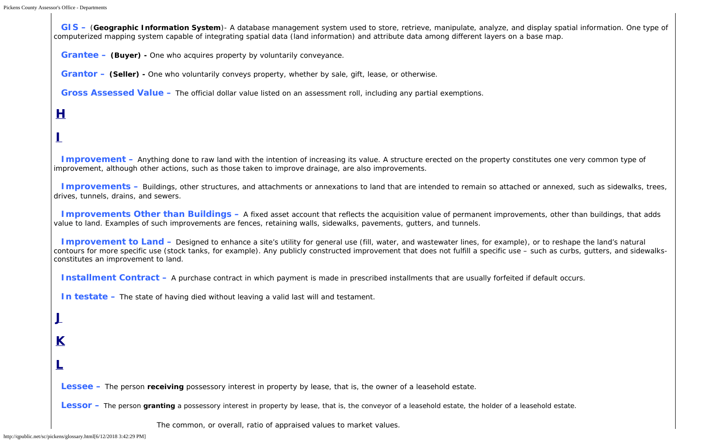**GIS –** (**Geographic Information System**)- A database management system used to store, retrieve, manipulate, analyze, and display spatial information. One type of computerized mapping system capable of integrating spatial data (land information) and attribute data among different layers on a base map.

**Grantee –** **(Buyer) -** One who acquires property by voluntarily conveyance.

**Grantor –** **(Seller) -** One who voluntarily conveys property, whether by sale, gift, lease, or otherwise.

**Gross Assessed Value –** The official dollar value listed on an assessment roll, including any partial exemptions.

## H

## I

**Improvement –** Anything done to raw land with the intention of increasing its value. A structure erected on the property constitutes one very common type of improvement, although other actions, such as those taken to improve drainage, are also improvements.

**Improvements –** Buildings, other structures, and attachments or annexations to land that are intended to remain so attached or annexed, such as sidewalks, trees, drives, tunnels, drains, and sewers.

**Improvements Other than Buildings –** A fixed asset account that reflects the acquisition value of permanent improvements, other than buildings, that adds value to land. Examples of such improvements are fences, retaining walls, sidewalks, pavements, gutters, and tunnels.

**Improvement to Land –** Designed to enhance a site's utility for general use (fill, water, and wastewater lines, for example), or to reshape the land's natural contours for more specific use (stock tanks, for example). Any publicly constructed improvement that does not fulfill a specific use – such as curbs, gutters, and sidewalks- constitutes an improvement to land.

**Installment Contract –** A purchase contract in which payment is made in prescribed installments that are usually forfeited if default occurs.

**In testate –** The state of having died without leaving a valid last will and testament.

## J

## K

## L

**Lessee –** The person **receiving** possessory interest in property by lease, that is, the owner of a leasehold estate.

**Lessor –** The person **granting** a possessory interest in property by lease, that is, the conveyor of a leasehold estate, the holder of a leasehold estate.

The common, or overall, ratio of appraised values to market values.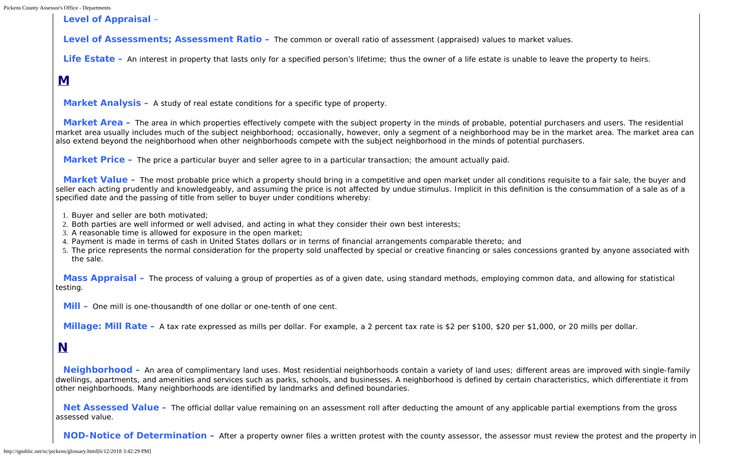**Level of Appraisal** –

**Level of Assessments; Assessment Ratio –** The common or overall ratio of assessment (appraised) values to market values.

**Life Estate –** An interest in property that lasts only for a specified person's lifetime; thus the owner of a life estate is unable to leave the property to heirs.

## M

**Market Analysis –** A study of real estate conditions for a specific type of property.

**Market Area –** The area in which properties effectively compete with the subject property in the minds of probable, potential purchasers and users. The residential market area usually includes much of the subject neighborhood; occasionally, however, only a segment of a neighborhood may be in the market area. The market area can also extend beyond the neighborhood when other neighborhoods compete with the subject neighborhood in the minds of potential purchasers.

**Market Price –** The price a particular buyer and seller agree to in a particular transaction; the amount actually paid.

**Market Value –** The most probable price which a property should bring in a competitive and open market under all conditions requisite to a fair sale, the buyer and seller each acting prudently and knowledgeably, and assuming the price is not affected by undue stimulus. Implicit in this definition is the consummation of a sale as of a specified date and the passing of title from seller to buyer under conditions whereby:

1. Buyer and seller are both motivated;
2. Both parties are well informed or well advised, and acting in what they consider their own best interests;
3. A reasonable time is allowed for exposure in the open market;
4. Payment is made in terms of cash in United States dollars or in terms of financial arrangements comparable thereto; and
5. The price represents the normal consideration for the property sold unaffected by special or creative financing or sales concessions granted by anyone associated with the sale.

**Mass Appraisal –** The process of valuing a group of properties as of a given date, using standard methods, employing common data, and allowing for statistical testing.

**Mill –** One mill is one-thousandth of one dollar or one-tenth of one cent.

**Millage: Mill Rate –** A tax rate expressed as mills per dollar. For example, a 2 percent tax rate is $2 per $100, $20 per $1,000, or 20 mills per dollar.

## N

**Neighborhood –** An area of complimentary land uses. Most residential neighborhoods contain a variety of land uses; different areas are improved with single-family dwellings, apartments, and amenities and services such as parks, schools, and businesses. A neighborhood is defined by certain characteristics, which differentiate it from other neighborhoods. Many neighborhoods are identified by landmarks and defined boundaries.

**Net Assessed Value –** The official dollar value remaining on an assessment roll after deducting the amount of any applicable partial exemptions from the gross assessed value.

**NOD-Notice of Determination –** After a property owner files a written protest with the county assessor, the assessor must review the protest and the property in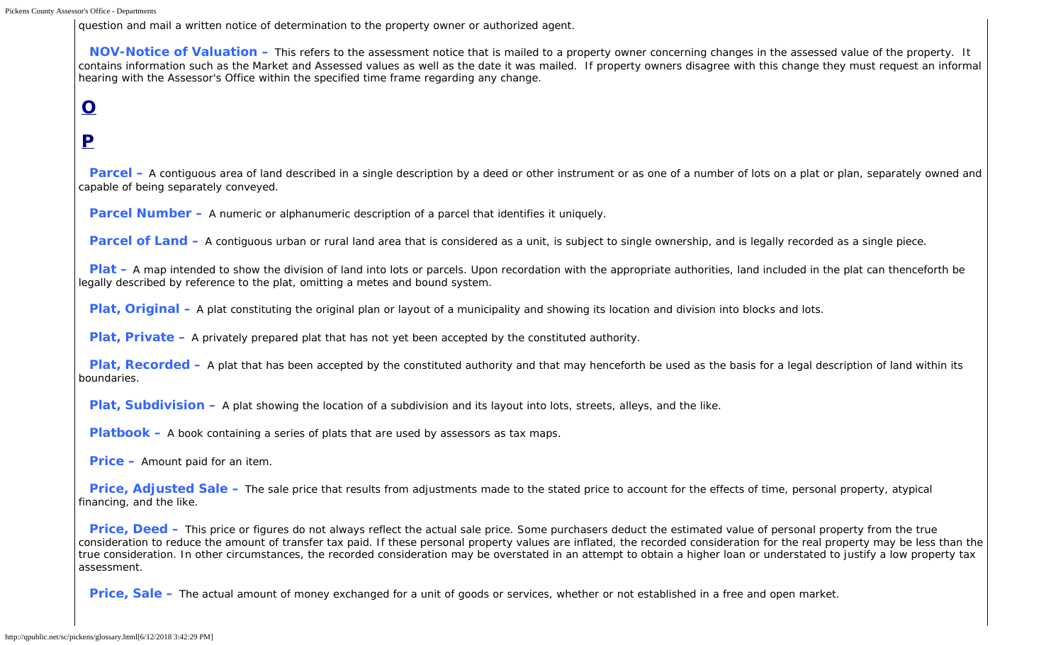question and mail a written notice of determination to the property owner or authorized agent.

**NOV-Notice of Valuation –** This refers to the assessment notice that is mailed to a property owner concerning changes in the assessed value of the property. It contains information such as the Market and Assessed values as well as the date it was mailed. If property owners disagree with this change they must request an informal hearing with the Assessor's Office within the specified time frame regarding any change.

## O

## P

**Parcel –** A contiguous area of land described in a single description by a deed or other instrument or as one of a number of lots on a plat or plan, separately owned and capable of being separately conveyed.

**Parcel Number –** A numeric or alphanumeric description of a parcel that identifies it uniquely.

**Parcel of Land –** A contiguous urban or rural land area that is considered as a unit, is subject to single ownership, and is legally recorded as a single piece.

**Plat –** A map intended to show the division of land into lots or parcels. Upon recordation with the appropriate authorities, land included in the plat can thenceforth be legally described by reference to the plat, omitting a metes and bound system.

**Plat, Original –** A plat constituting the original plan or layout of a municipality and showing its location and division into blocks and lots.

**Plat, Private –** A privately prepared plat that has not yet been accepted by the constituted authority.

**Plat, Recorded –** A plat that has been accepted by the constituted authority and that may henceforth be used as the basis for a legal description of land within its boundaries.

**Plat, Subdivision –** A plat showing the location of a subdivision and its layout into lots, streets, alleys, and the like.

**Platbook –** A book containing a series of plats that are used by assessors as tax maps.

**Price –** Amount paid for an item.

**Price, Adjusted Sale –** The sale price that results from adjustments made to the stated price to account for the effects of time, personal property, atypical financing, and the like.

**Price, Deed –** This price or figures do not always reflect the actual sale price. Some purchasers deduct the estimated value of personal property from the true consideration to reduce the amount of transfer tax paid. If these personal property values are inflated, the recorded consideration for the real property may be less than the true consideration. In other circumstances, the recorded consideration may be overstated in an attempt to obtain a higher loan or understated to justify a low property tax assessment.

**Price, Sale –** The actual amount of money exchanged for a unit of goods or services, whether or not established in a free and open market.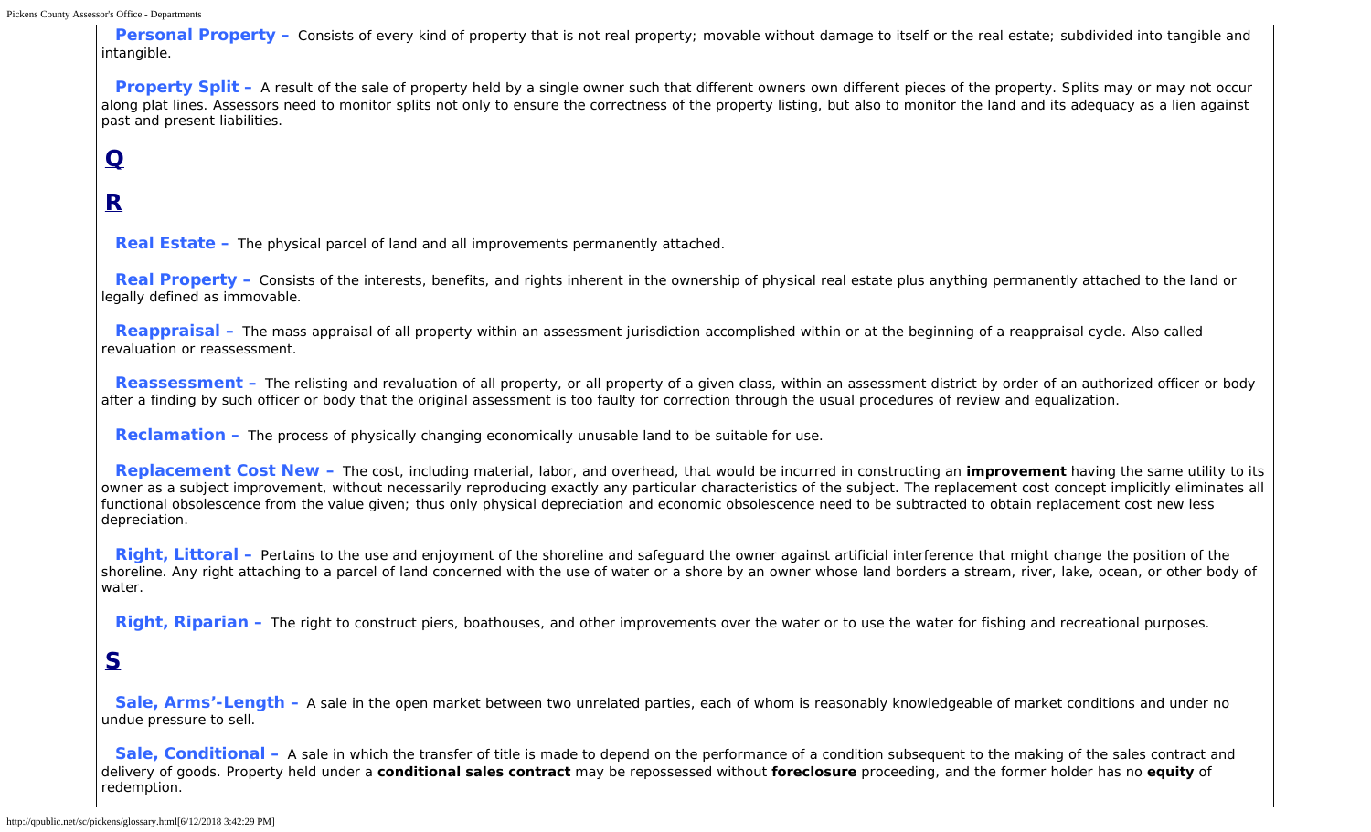**Personal Property –** Consists of every kind of property that is not real property; movable without damage to itself or the real estate; subdivided into tangible and intangible.

**Property Split –** A result of the sale of property held by a single owner such that different owners own different pieces of the property. Splits may or may not occur along plat lines. Assessors need to monitor splits not only to ensure the correctness of the property listing, but also to monitor the land and its adequacy as a lien against past and present liabilities.

## Q

## R

**Real Estate –** The physical parcel of land and all improvements permanently attached.

**Real Property –** Consists of the interests, benefits, and rights inherent in the ownership of physical real estate plus anything permanently attached to the land or legally defined as immovable.

**Reappraisal –** The mass appraisal of all property within an assessment jurisdiction accomplished within or at the beginning of a reappraisal cycle. Also called revaluation or reassessment.

**Reassessment –** The relisting and revaluation of all property, or all property of a given class, within an assessment district by order of an authorized officer or body after a finding by such officer or body that the original assessment is too faulty for correction through the usual procedures of review and equalization.

**Reclamation –** The process of physically changing economically unusable land to be suitable for use.

**Replacement Cost New –** The cost, including material, labor, and overhead, that would be incurred in constructing an **improvement** having the same utility to its owner as a subject improvement, without necessarily reproducing exactly any particular characteristics of the subject. The replacement cost concept implicitly eliminates all functional obsolescence from the value given; thus only physical depreciation and economic obsolescence need to be subtracted to obtain replacement cost new less depreciation.

**Right, Littoral –** Pertains to the use and enjoyment of the shoreline and safeguard the owner against artificial interference that might change the position of the shoreline. Any right attaching to a parcel of land concerned with the use of water or a shore by an owner whose land borders a stream, river, lake, ocean, or other body of water.

**Right, Riparian –** The right to construct piers, boathouses, and other improvements over the water or to use the water for fishing and recreational purposes.

## S

**Sale, Arms'-Length –** A sale in the open market between two unrelated parties, each of whom is reasonably knowledgeable of market conditions and under no undue pressure to sell.

**Sale, Conditional –** A sale in which the transfer of title is made to depend on the performance of a condition subsequent to the making of the sales contract and delivery of goods. Property held under a **conditional sales contract** may be repossessed without **foreclosure** proceeding, and the former holder has no **equity** of redemption.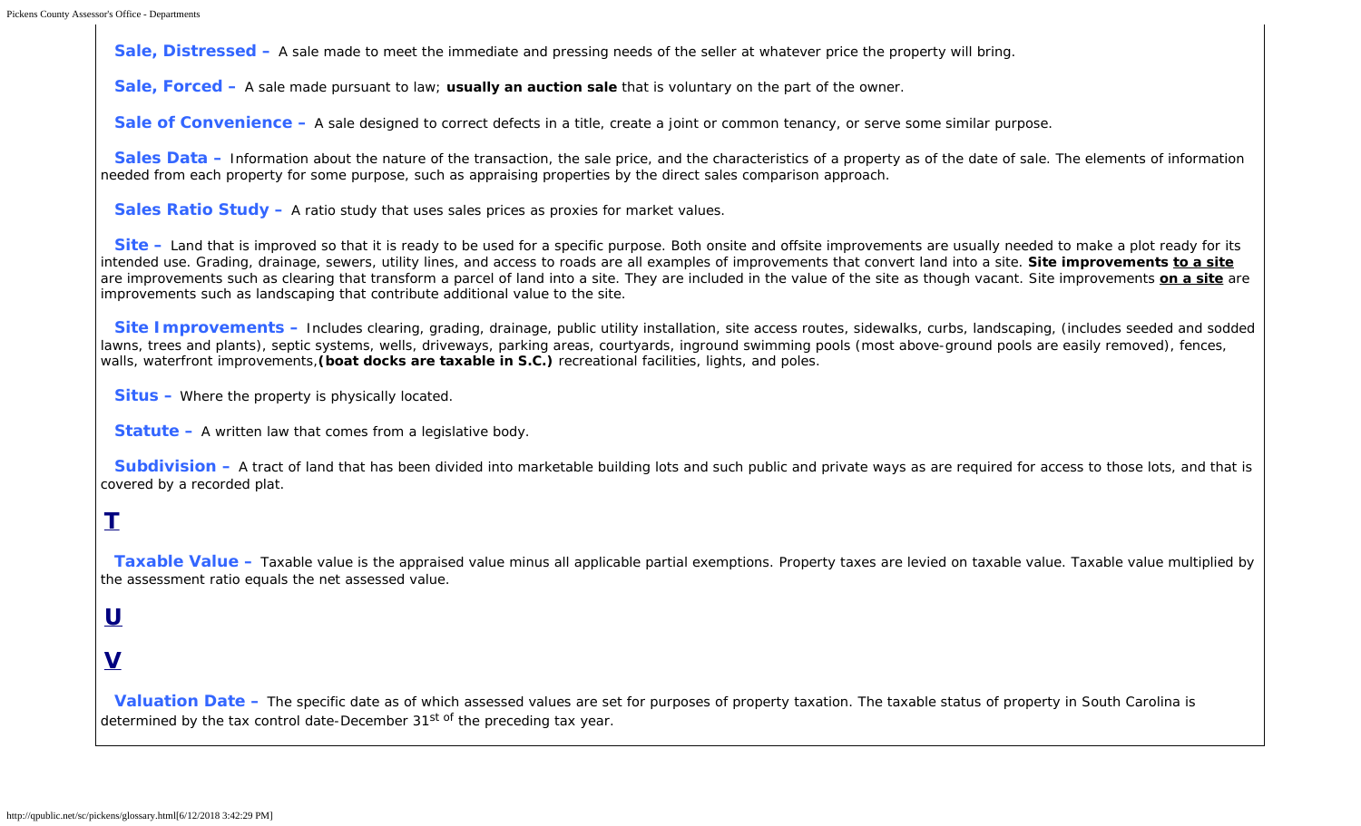**Sale, Distressed –** A sale made to meet the immediate and pressing needs of the seller at whatever price the property will bring.

**Sale, Forced –** A sale made pursuant to law; **usually an auction sale** that is voluntary on the part of the owner.

**Sale of Convenience –** A sale designed to correct defects in a title, create a joint or common tenancy, or serve some similar purpose.

**Sales Data –** Information about the nature of the transaction, the sale price, and the characteristics of a property as of the date of sale. The elements of information needed from each property for some purpose, such as appraising properties by the direct sales comparison approach.

**Sales Ratio Study –** A ratio study that uses sales prices as proxies for market values.

**Site –** Land that is improved so that it is ready to be used for a specific purpose. Both onsite and offsite improvements are usually needed to make a plot ready for its intended use. Grading, drainage, sewers, utility lines, and access to roads are all examples of improvements that convert land into a site. **Site improvements to a site** are improvements such as clearing that transform a parcel of land into a site. They are included in the value of the site as though vacant. Site improvements **on a site** are improvements such as landscaping that contribute additional value to the site.

**Site Improvements –** Includes clearing, grading, drainage, public utility installation, site access routes, sidewalks, curbs, landscaping, (includes seeded and sodded lawns, trees and plants), septic systems, wells, driveways, parking areas, courtyards, inground swimming pools (most above-ground pools are easily removed), fences, walls, waterfront improvements,**(boat docks are taxable in S.C.)** recreational facilities, lights, and poles.

**Situs –** Where the property is physically located.

**Statute –** A written law that comes from a legislative body.

**Subdivision –** A tract of land that has been divided into marketable building lots and such public and private ways as are required for access to those lots, and that is covered by a recorded plat.

## T

**Taxable Value –** Taxable value is the appraised value minus all applicable partial exemptions. Property taxes are levied on taxable value. Taxable value multiplied by the assessment ratio equals the net assessed value.

## U

## V

**Valuation Date –** The specific date as of which assessed values are set for purposes of property taxation. The taxable status of property in South Carolina is determined by the tax control date-December 31st of the preceding tax year.